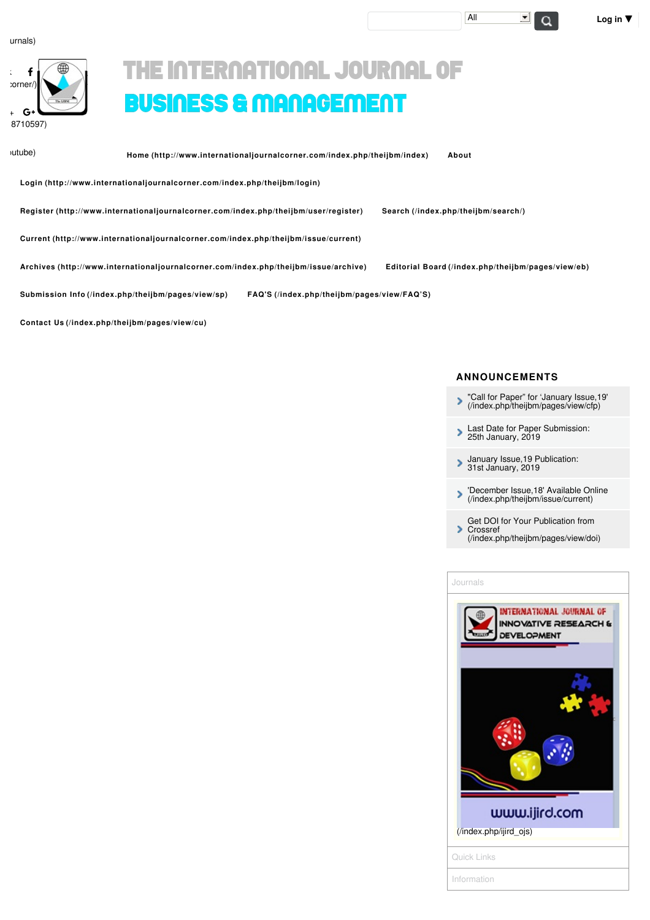urnals)

corner/)

8710597)

utube)

# THE INTERNATIONAL JOURNAL OF

# BUSINESS & MANAGEMENT

Home (http://www.internationaljournalcorner.com/index.php/theijbm/index) About

Login (http://www.internationaljournalcorner.com/index.php/theijbm/login)

Register (http://www.internationaljournalcorner.com/index.php/theijbm/user/register) Search (/index.php/theijbm/search/)

Current (http://www.internationaljournalcorner.com/index.php/theijbm/issue/current)

Archives (http://www.internationaljournalcorner.com/index.php/theijbm/issue/archive) Editorial Board (/index.php/theijbm/pages/view/eb)

Submission Info (/index.php/theijbm/pages/view/sp) FAQ'S (/index.php/theijbm/pages/view/FAQ'S)

Contact Us (/index.php/theijbm/pages/view/cu)

## ANNOUNCEMENTS

- "Call for Paper" for 'January Issue,19' (/index.php/theijbm/pages/view/cfp)
- Last Date for Paper Submission: 25th January, 2019
- January Issue,19 Publication: 31st January, 2019
- 'December Issue,18' Available Online (/index.php/theijbm/issue/current)
- Get DOI for Your Publication from Crossref (/index.php/theijbm/pages/view/doi)

Journals

(/index.php/ijird_ojs)

Quick Links

Information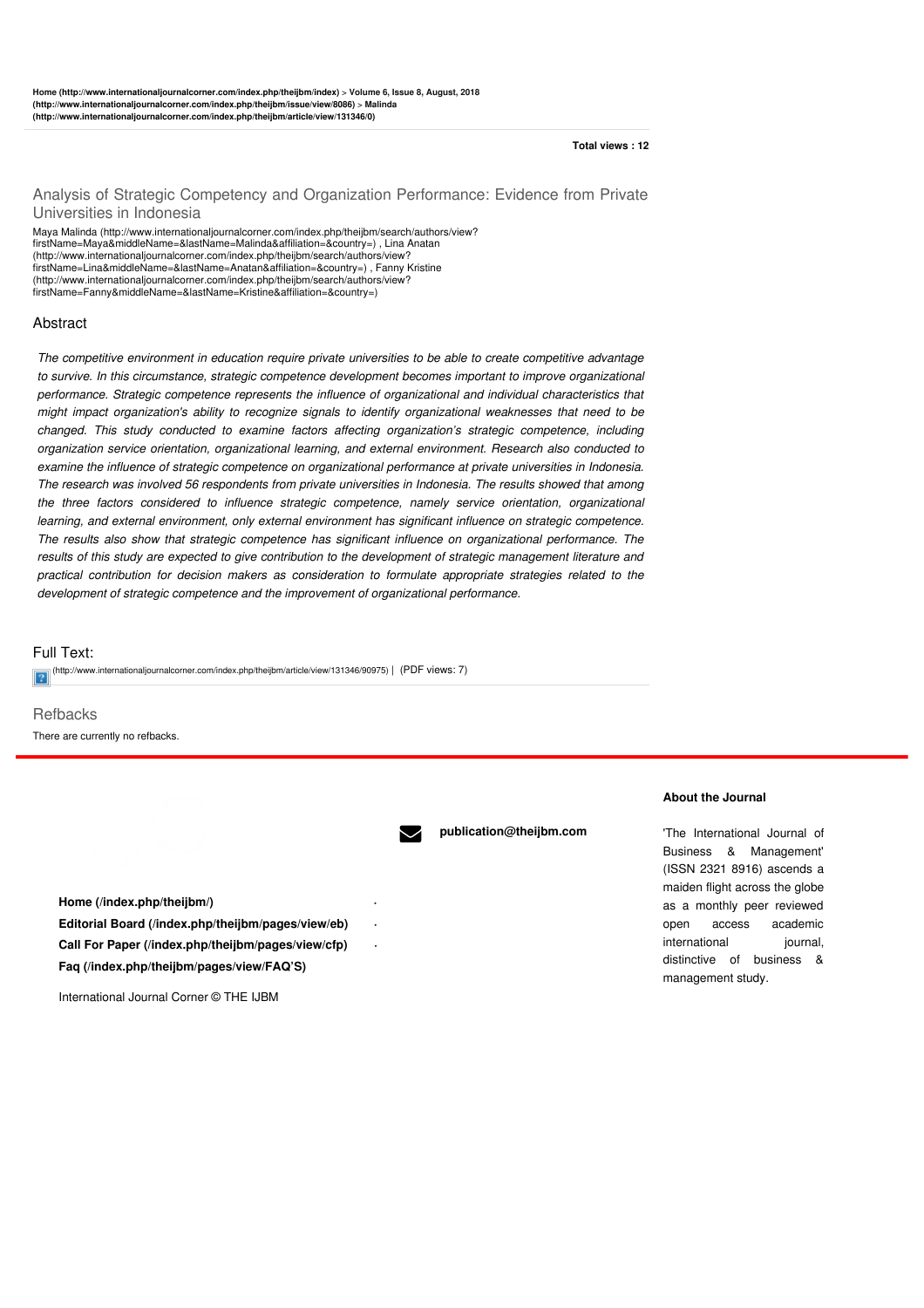Home (http://www.internationaljournalcorner.com/index.php/theijbm/index) > Volume 6, Issue 8, August, 2018 (http://www.internationaljournalcorner.com/index.php/theijbm/issue/view/8086) > Malinda (http://www.internationaljournalcorner.com/index.php/theijbm/article/view/131346/0)

**Total views : 12**

## Analysis of Strategic Competency and Organization Performance: Evidence from Private Universities in Indonesia

Maya Malinda (http://www.internationaljournalcorner.com/index.php/theijbm/search/authors/view?firstName=Maya&middleName=&lastName=Malinda&affiliation=&country=) , Lina Anatan (http://www.internationaljournalcorner.com/index.php/theijbm/search/authors/view?firstName=Lina&middleName=&lastName=Anatan&affiliation=&country=) , Fanny Kristine (http://www.internationaljournalcorner.com/index.php/theijbm/search/authors/view?firstName=Fanny&middleName=&lastName=Kristine&affiliation=&country=)

### Abstract

*The competitive environment in education require private universities to be able to create competitive advantage to survive. In this circumstance, strategic competence development becomes important to improve organizational performance. Strategic competence represents the influence of organizational and individual characteristics that might impact organization's ability to recognize signals to identify organizational weaknesses that need to be changed. This study conducted to examine factors affecting organization's strategic competence, including organization service orientation, organizational learning, and external environment. Research also conducted to examine the influence of strategic competence on organizational performance at private universities in Indonesia. The research was involved 56 respondents from private universities in Indonesia. The results showed that among the three factors considered to influence strategic competence, namely service orientation, organizational learning, and external environment, only external environment has significant influence on strategic competence. The results also show that strategic competence has significant influence on organizational performance. The results of this study are expected to give contribution to the development of strategic management literature and practical contribution for decision makers as consideration to formulate appropriate strategies related to the development of strategic competence and the improvement of organizational performance.*

### Full Text:

(http://www.internationaljournalcorner.com/index.php/theijbm/article/view/131346/90975) | (PDF views: 7)

### Refbacks

There are currently no refbacks.

**publication@theijbm.com**

**Home (/index.php/theijbm/)**
**Editorial Board (/index.php/theijbm/pages/view/eb)**
**Call For Paper (/index.php/theijbm/pages/view/cfp)**
**Faq (/index.php/theijbm/pages/view/FAQ'S)**

International Journal Corner © THE IJBM

**About the Journal**

'The International Journal of Business & Management' (ISSN 2321 8916) ascends a maiden flight across the globe as a monthly peer reviewed open access academic international journal, distinctive of business & management study.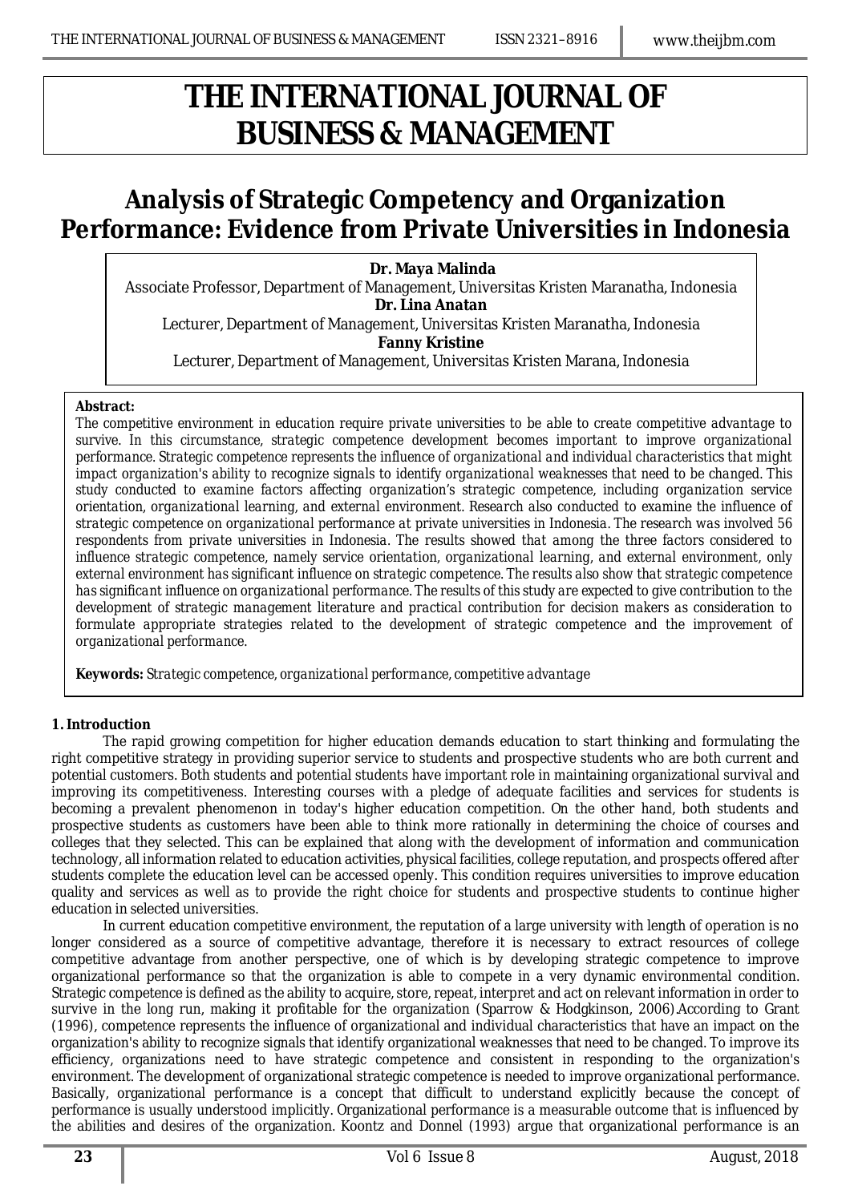# THE INTERNATIONAL JOURNAL OF BUSINESS & MANAGEMENT

## Analysis of Strategic Competency and Organization Performance: Evidence from Private Universities in Indonesia

**Dr. Maya Malinda**
Associate Professor, Department of Management, Universitas Kristen Maranatha, Indonesia
**Dr. Lina Anatan**
Lecturer, Department of Management, Universitas Kristen Maranatha, Indonesia
**Fanny Kristine**
Lecturer, Department of Management, Universitas Kristen Marana, Indonesia

**Abstract:**
*The competitive environment in education require private universities to be able to create competitive advantage to survive. In this circumstance, strategic competence development becomes important to improve organizational performance. Strategic competence represents the influence of organizational and individual characteristics that might impact organization's ability to recognize signals to identify organizational weaknesses that need to be changed. This study conducted to examine factors affecting organization's strategic competence, including organization service orientation, organizational learning, and external environment. Research also conducted to examine the influence of strategic competence on organizational performance at private universities in Indonesia. The research was involved 56 respondents from private universities in Indonesia. The results showed that among the three factors considered to influence strategic competence, namely service orientation, organizational learning, and external environment, only external environment has significant influence on strategic competence. The results also show that strategic competence has significant influence on organizational performance. The results of this study are expected to give contribution to the development of strategic management literature and practical contribution for decision makers as consideration to formulate appropriate strategies related to the development of strategic competence and the improvement of organizational performance.*

**Keywords:** *Strategic competence, organizational performance, competitive advantage*

### 1. Introduction

The rapid growing competition for higher education demands education to start thinking and formulating the right competitive strategy in providing superior service to students and prospective students who are both current and potential customers. Both students and potential students have important role in maintaining organizational survival and improving its competitiveness. Interesting courses with a pledge of adequate facilities and services for students is becoming a prevalent phenomenon in today's higher education competition. On the other hand, both students and prospective students as customers have been able to think more rationally in determining the choice of courses and colleges that they selected. This can be explained that along with the development of information and communication technology, all information related to education activities, physical facilities, college reputation, and prospects offered after students complete the education level can be accessed openly. This condition requires universities to improve education quality and services as well as to provide the right choice for students and prospective students to continue higher education in selected universities.

In current education competitive environment, the reputation of a large university with length of operation is no longer considered as a source of competitive advantage, therefore it is necessary to extract resources of college competitive advantage from another perspective, one of which is by developing strategic competence to improve organizational performance so that the organization is able to compete in a very dynamic environmental condition. Strategic competence is defined as the ability to acquire, store, repeat, interpret and act on relevant information in order to survive in the long run, making it profitable for the organization (Sparrow & Hodgkinson, 2006).According to Grant (1996), competence represents the influence of organizational and individual characteristics that have an impact on the organization's ability to recognize signals that identify organizational weaknesses that need to be changed. To improve its efficiency, organizations need to have strategic competence and consistent in responding to the organization's environment. The development of organizational strategic competence is needed to improve organizational performance. Basically, organizational performance is a concept that difficult to understand explicitly because the concept of performance is usually understood implicitly. Organizational performance is a measurable outcome that is influenced by the abilities and desires of the organization. Koontz and Donnel (1993) argue that organizational performance is an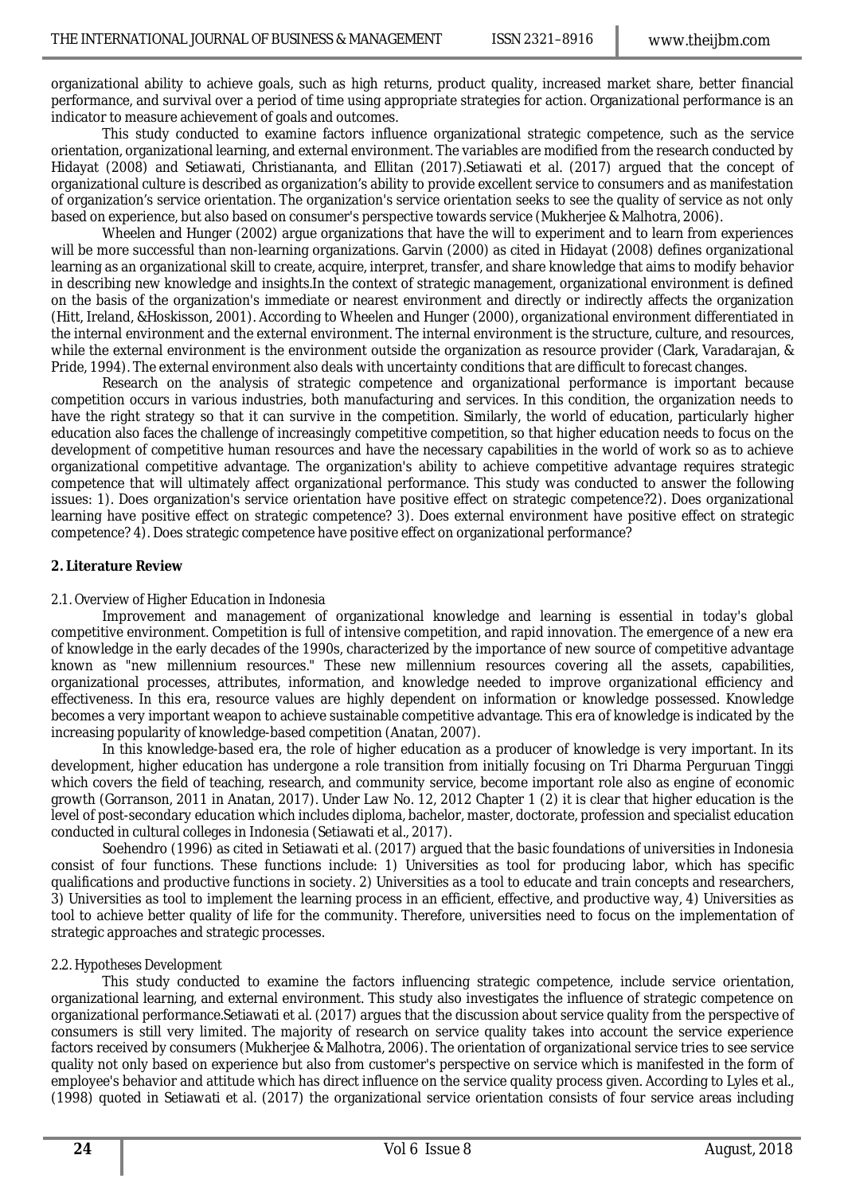organizational ability to achieve goals, such as high returns, product quality, increased market share, better financial performance, and survival over a period of time using appropriate strategies for action. Organizational performance is an indicator to measure achievement of goals and outcomes.

This study conducted to examine factors influence organizational strategic competence, such as the service orientation, organizational learning, and external environment. The variables are modified from the research conducted by Hidayat (2008) and Setiawati, Christiananta, and Ellitan (2017).Setiawati et al. (2017) argued that the concept of organizational culture is described as organization's ability to provide excellent service to consumers and as manifestation of organization's service orientation. The organization's service orientation seeks to see the quality of service as not only based on experience, but also based on consumer's perspective towards service (Mukherjee & Malhotra, 2006).

Wheelen and Hunger (2002) argue organizations that have the will to experiment and to learn from experiences will be more successful than non-learning organizations. Garvin (2000) as cited in Hidayat (2008) defines organizational learning as an organizational skill to create, acquire, interpret, transfer, and share knowledge that aims to modify behavior in describing new knowledge and insights.In the context of strategic management, organizational environment is defined on the basis of the organization's immediate or nearest environment and directly or indirectly affects the organization (Hitt, Ireland, &Hoskisson, 2001). According to Wheelen and Hunger (2000), organizational environment differentiated in the internal environment and the external environment. The internal environment is the structure, culture, and resources, while the external environment is the environment outside the organization as resource provider (Clark, Varadarajan, & Pride, 1994). The external environment also deals with uncertainty conditions that are difficult to forecast changes.

Research on the analysis of strategic competence and organizational performance is important because competition occurs in various industries, both manufacturing and services. In this condition, the organization needs to have the right strategy so that it can survive in the competition. Similarly, the world of education, particularly higher education also faces the challenge of increasingly competitive competition, so that higher education needs to focus on the development of competitive human resources and have the necessary capabilities in the world of work so as to achieve organizational competitive advantage. The organization's ability to achieve competitive advantage requires strategic competence that will ultimately affect organizational performance. This study was conducted to answer the following issues: 1). Does organization's service orientation have positive effect on strategic competence?2). Does organizational learning have positive effect on strategic competence? 3). Does external environment have positive effect on strategic competence? 4). Does strategic competence have positive effect on organizational performance?

## 2. Literature Review

### *2.1. Overview of Higher Education in Indonesia*

Improvement and management of organizational knowledge and learning is essential in today's global competitive environment. Competition is full of intensive competition, and rapid innovation. The emergence of a new era of knowledge in the early decades of the 1990s, characterized by the importance of new source of competitive advantage known as "new millennium resources." These new millennium resources covering all the assets, capabilities, organizational processes, attributes, information, and knowledge needed to improve organizational efficiency and effectiveness. In this era, resource values are highly dependent on information or knowledge possessed. Knowledge becomes a very important weapon to achieve sustainable competitive advantage. This era of knowledge is indicated by the increasing popularity of knowledge-based competition (Anatan, 2007).

In this knowledge-based era, the role of higher education as a producer of knowledge is very important. In its development, higher education has undergone a role transition from initially focusing on Tri Dharma Perguruan Tinggi which covers the field of teaching, research, and community service, become important role also as engine of economic growth (Gorranson, 2011 in Anatan, 2017). Under Law No. 12, 2012 Chapter 1 (2) it is clear that higher education is the level of post-secondary education which includes diploma, bachelor, master, doctorate, profession and specialist education conducted in cultural colleges in Indonesia (Setiawati et al., 2017).

Soehendro (1996) as cited in Setiawati et al. (2017) argued that the basic foundations of universities in Indonesia consist of four functions. These functions include: 1) Universities as tool for producing labor, which has specific qualifications and productive functions in society. 2) Universities as a tool to educate and train concepts and researchers, 3) Universities as tool to implement the learning process in an efficient, effective, and productive way, 4) Universities as tool to achieve better quality of life for the community. Therefore, universities need to focus on the implementation of strategic approaches and strategic processes.

### *2.2. Hypotheses Development*

This study conducted to examine the factors influencing strategic competence, include service orientation, organizational learning, and external environment. This study also investigates the influence of strategic competence on organizational performance.Setiawati et al. (2017) argues that the discussion about service quality from the perspective of consumers is still very limited. The majority of research on service quality takes into account the service experience factors received by consumers (Mukherjee & Malhotra, 2006). The orientation of organizational service tries to see service quality not only based on experience but also from customer's perspective on service which is manifested in the form of employee's behavior and attitude which has direct influence on the service quality process given. According to Lyles et al., (1998) quoted in Setiawati et al. (2017) the organizational service orientation consists of four service areas including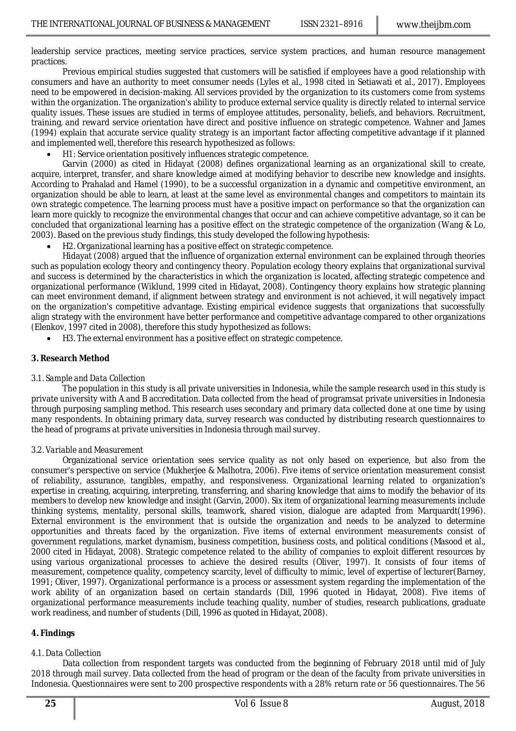leadership service practices, meeting service practices, service system practices, and human resource management practices.

Previous empirical studies suggested that customers will be satisfied if employees have a good relationship with consumers and have an authority to meet consumer needs (Lyles et al., 1998 cited in Setiawati et al., 2017). Employees need to be empowered in decision-making. All services provided by the organization to its customers come from systems within the organization. The organization's ability to produce external service quality is directly related to internal service quality issues. These issues are studied in terms of employee attitudes, personality, beliefs, and behaviors. Recruitment, training, and reward service orientation have direct and positive influence on strategic competence. Wahner and James (1994) explain that accurate service quality strategy is an important factor affecting competitive advantage if it planned and implemented well, therefore this research hypothesized as follows:

- H1: Service orientation positively influences strategic competence.

Garvin (2000) as cited in Hidayat (2008) defines organizational learning as an organizational skill to create, acquire, interpret, transfer, and share knowledge aimed at modifying behavior to describe new knowledge and insights. According to Prahalad and Hamel (1990), to be a successful organization in a dynamic and competitive environment, an organization should be able to learn, at least at the same level as environmental changes and competitors to maintain its own strategic competence. The learning process must have a positive impact on performance so that the organization can learn more quickly to recognize the environmental changes that occur and can achieve competitive advantage, so it can be concluded that organizational learning has a positive effect on the strategic competence of the organization (Wang & Lo, 2003). Based on the previous study findings, this study developed the following hypothesis:

- H2. Organizational learning has a positive effect on strategic competence.

Hidayat (2008) argued that the influence of organization external environment can be explained through theories such as population ecology theory and contingency theory. Population ecology theory explains that organizational survival and success is determined by the characteristics in which the organization is located, affecting strategic competence and organizational performance (Wiklund, 1999 cited in Hidayat, 2008). Contingency theory explains how strategic planning can meet environment demand, if alignment between strategy and environment is not achieved, it will negatively impact on the organization's competitive advantage. Existing empirical evidence suggests that organizations that successfully align strategy with the environment have better performance and competitive advantage compared to other organizations (Elenkov, 1997 cited in 2008), therefore this study hypothesized as follows:

- H3. The external environment has a positive effect on strategic competence.

## 3. Research Method

### *3.1. Sample and Data Collection*

The population in this study is all private universities in Indonesia, while the sample research used in this study is private university with A and B accreditation. Data collected from the head of programsat private universities in Indonesia through purposing sampling method. This research uses secondary and primary data collected done at one time by using many respondents. In obtaining primary data, survey research was conducted by distributing research questionnaires to the head of programs at private universities in Indonesia through mail survey.

### *3.2. Variable and Measurement*

Organizational service orientation sees service quality as not only based on experience, but also from the consumer's perspective on service (Mukherjee & Malhotra, 2006). Five items of service orientation measurement consist of reliability, assurance, tangibles, empathy, and responsiveness. Organizational learning related to organization's expertise in creating, acquiring, interpreting, transferring, and sharing knowledge that aims to modify the behavior of its members to develop new knowledge and insight (Garvin, 2000). Six item of organizational learning measurements include thinking systems, mentality, personal skills, teamwork, shared vision, dialogue are adapted from Marquardt(1996). External environment is the environment that is outside the organization and needs to be analyzed to determine opportunities and threats faced by the organization. Five items of external environment measurements consist of government regulations, market dynamism, business competition, business costs, and political conditions (Masood et al., 2000 cited in Hidayat, 2008). Strategic competence related to the ability of companies to exploit different resources by using various organizational processes to achieve the desired results (Oliver, 1997). It consists of four items of measurement, competence quality, competency scarcity, level of difficulty to mimic, level of expertise of lecturer(Barney, 1991; Oliver, 1997). Organizational performance is a process or assessment system regarding the implementation of the work ability of an organization based on certain standards (Dill, 1996 quoted in Hidayat, 2008). Five items of organizational performance measurements include teaching quality, number of studies, research publications, graduate work readiness, and number of students (Dill, 1996 as quoted in Hidayat, 2008).

## 4. Findings

### *4.1. Data Collection*

Data collection from respondent targets was conducted from the beginning of February 2018 until mid of July 2018 through mail survey. Data collected from the head of program or the dean of the faculty from private universities in Indonesia. Questionnaires were sent to 200 prospective respondents with a 28% return rate or 56 questionnaires. The 56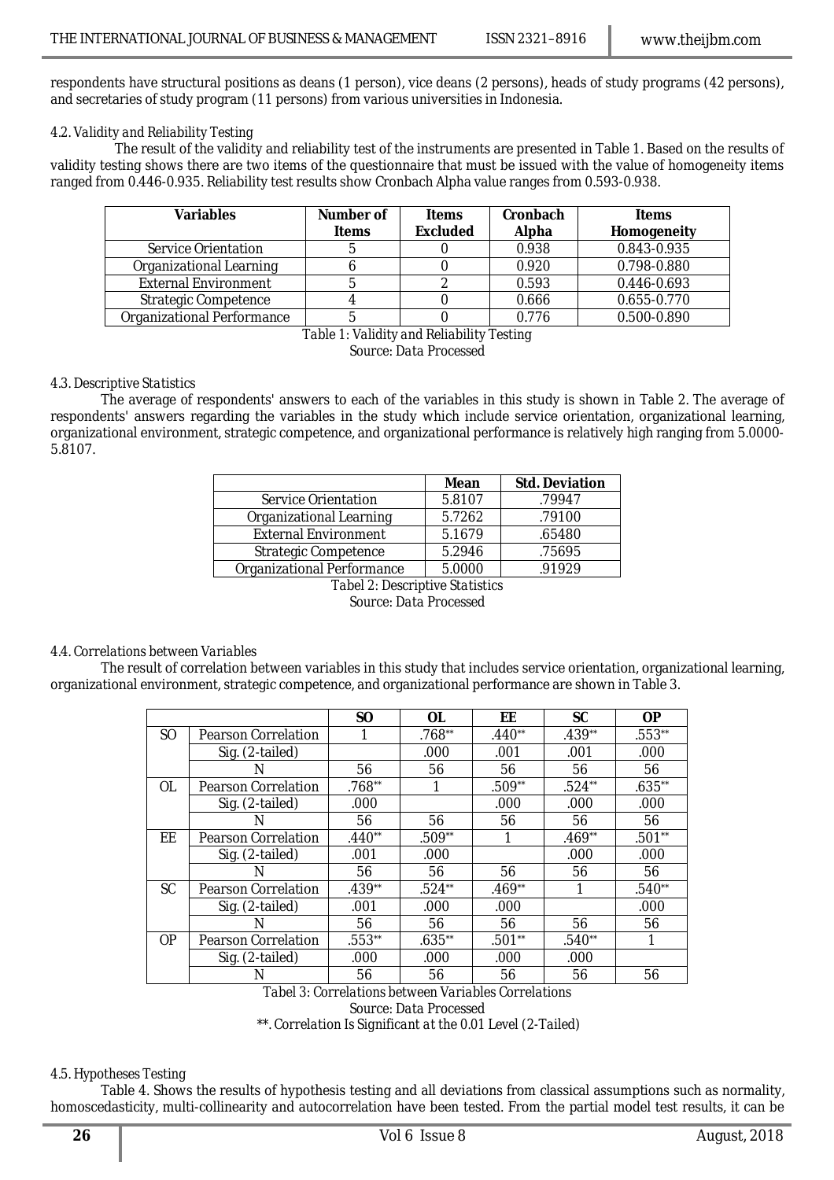respondents have structural positions as deans (1 person), vice deans (2 persons), heads of study programs (42 persons), and secretaries of study program (11 persons) from various universities in Indonesia.

### *4.2. Validity and Reliability Testing*

The result of the validity and reliability test of the instruments are presented in Table 1. Based on the results of validity testing shows there are two items of the questionnaire that must be issued with the value of homogeneity items ranged from 0.446-0.935. Reliability test results show Cronbach Alpha value ranges from 0.593-0.938.

| Variables | Number of Items | Items Excluded | Cronbach Alpha | Items Homogeneity |
|---|---|---|---|---|
| Service Orientation | 5 | 0 | 0.938 | 0.843-0.935 |
| Organizational Learning | 6 | 0 | 0.920 | 0.798-0.880 |
| External Environment | 5 | 2 | 0.593 | 0.446-0.693 |
| Strategic Competence | 4 | 0 | 0.666 | 0.655-0.770 |
| Organizational Performance | 5 | 0 | 0.776 | 0.500-0.890 |

*Table 1: Validity and Reliability Testing*
*Source: Data Processed*

### *4.3. Descriptive Statistics*

The average of respondents' answers to each of the variables in this study is shown in Table 2. The average of respondents' answers regarding the variables in the study which include service orientation, organizational learning, organizational environment, strategic competence, and organizational performance is relatively high ranging from 5.0000-5.8107.

| | Mean | Std. Deviation |
|---|---|---|
| Service Orientation | 5.8107 | .79947 |
| Organizational Learning | 5.7262 | .79100 |
| External Environment | 5.1679 | .65480 |
| Strategic Competence | 5.2946 | .75695 |
| Organizational Performance | 5.0000 | .91929 |

*Tabel 2: Descriptive Statistics*
*Source: Data Processed*

### *4.4. Correlations between Variables*

The result of correlation between variables in this study that includes service orientation, organizational learning, organizational environment, strategic competence, and organizational performance are shown in Table 3.

| | | SO | OL | EE | SC | OP |
|---|---|---|---|---|---|---|
| SO | Pearson Correlation | 1 | .768** | .440** | .439** | .553** |
| | Sig. (2-tailed) | | .000 | .001 | .001 | .000 |
| | N | 56 | 56 | 56 | 56 | 56 |
| OL | Pearson Correlation | .768** | 1 | .509** | .524** | .635** |
| | Sig. (2-tailed) | .000 | | .000 | .000 | .000 |
| | N | 56 | 56 | 56 | 56 | 56 |
| EE | Pearson Correlation | .440** | .509** | 1 | .469** | .501** |
| | Sig. (2-tailed) | .001 | .000 | | .000 | .000 |
| | N | 56 | 56 | 56 | 56 | 56 |
| SC | Pearson Correlation | .439** | .524** | .469** | 1 | .540** |
| | Sig. (2-tailed) | .001 | .000 | .000 | | .000 |
| | N | 56 | 56 | 56 | 56 | 56 |
| OP | Pearson Correlation | .553** | .635** | .501** | .540** | 1 |
| | Sig. (2-tailed) | .000 | .000 | .000 | .000 | |
| | N | 56 | 56 | 56 | 56 | 56 |

*Tabel 3: Correlations between Variables Correlations*
*Source: Data Processed*
*\*\*. Correlation Is Significant at the 0.01 Level (2-Tailed)*

### *4.5. Hypotheses Testing*

Table 4. Shows the results of hypothesis testing and all deviations from classical assumptions such as normality, homoscedasticity, multi-collinearity and autocorrelation have been tested. From the partial model test results, it can be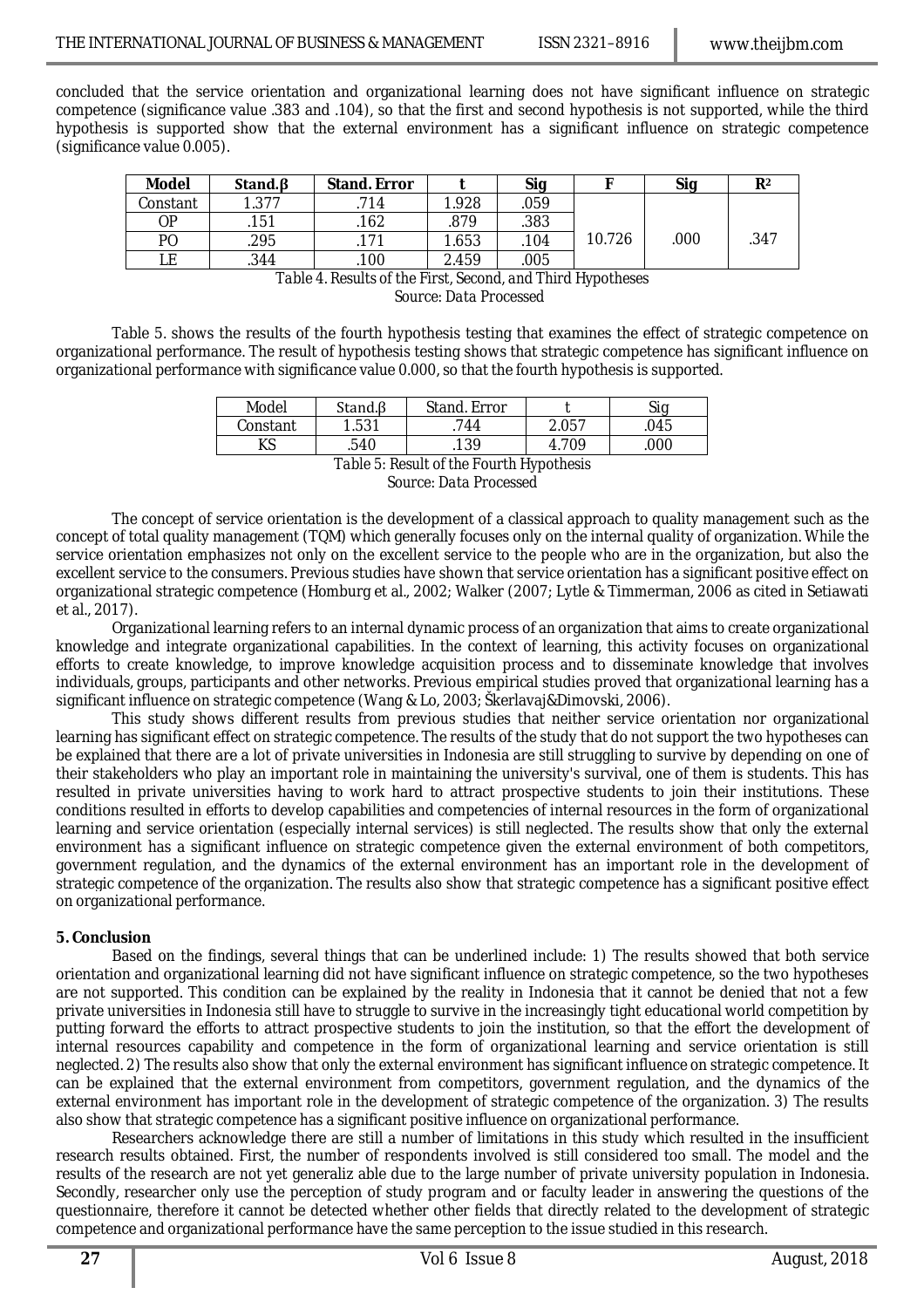concluded that the service orientation and organizational learning does not have significant influence on strategic competence (significance value .383 and .104), so that the first and second hypothesis is not supported, while the third hypothesis is supported show that the external environment has a significant influence on strategic competence (significance value 0.005).

| Model | Stand.β | Stand. Error | t | Sig | F | Sig | $R^2$ |
|---|---|---|---|---|---|---|---|
| Constant | 1.377 | .714 | 1.928 | .059 | 10.726 | .000 | .347 |
| OP | .151 | .162 | .879 | .383 | | | |
| PO | .295 | .171 | 1.653 | .104 | | | |
| LE | .344 | .100 | 2.459 | .005 | | | |

*Table 4. Results of the First, Second, and Third Hypotheses*
*Source: Data Processed*

Table 5. shows the results of the fourth hypothesis testing that examines the effect of strategic competence on organizational performance. The result of hypothesis testing shows that strategic competence has significant influence on organizational performance with significance value 0.000, so that the fourth hypothesis is supported.

| Model | Stand.β | Stand. Error | t | Sig |
|---|---|---|---|---|
| Constant | 1.531 | .744 | 2.057 | .045 |
| KS | .540 | .139 | 4.709 | .000 |

*Table 5: Result of the Fourth Hypothesis*
*Source: Data Processed*

The concept of service orientation is the development of a classical approach to quality management such as the concept of total quality management (TQM) which generally focuses only on the internal quality of organization. While the service orientation emphasizes not only on the excellent service to the people who are in the organization, but also the excellent service to the consumers. Previous studies have shown that service orientation has a significant positive effect on organizational strategic competence (Homburg et al., 2002; Walker (2007; Lytle & Timmerman, 2006 as cited in Setiawati et al., 2017).

Organizational learning refers to an internal dynamic process of an organization that aims to create organizational knowledge and integrate organizational capabilities. In the context of learning, this activity focuses on organizational efforts to create knowledge, to improve knowledge acquisition process and to disseminate knowledge that involves individuals, groups, participants and other networks. Previous empirical studies proved that organizational learning has a significant influence on strategic competence (Wang & Lo, 2003; Škerlavaj&Dimovski, 2006).

This study shows different results from previous studies that neither service orientation nor organizational learning has significant effect on strategic competence. The results of the study that do not support the two hypotheses can be explained that there are a lot of private universities in Indonesia are still struggling to survive by depending on one of their stakeholders who play an important role in maintaining the university's survival, one of them is students. This has resulted in private universities having to work hard to attract prospective students to join their institutions. These conditions resulted in efforts to develop capabilities and competencies of internal resources in the form of organizational learning and service orientation (especially internal services) is still neglected. The results show that only the external environment has a significant influence on strategic competence given the external environment of both competitors, government regulation, and the dynamics of the external environment has an important role in the development of strategic competence of the organization. The results also show that strategic competence has a significant positive effect on organizational performance.

## 5. Conclusion

Based on the findings, several things that can be underlined include: 1) The results showed that both service orientation and organizational learning did not have significant influence on strategic competence, so the two hypotheses are not supported. This condition can be explained by the reality in Indonesia that it cannot be denied that not a few private universities in Indonesia still have to struggle to survive in the increasingly tight educational world competition by putting forward the efforts to attract prospective students to join the institution, so that the effort the development of internal resources capability and competence in the form of organizational learning and service orientation is still neglected. 2) The results also show that only the external environment has significant influence on strategic competence. It can be explained that the external environment from competitors, government regulation, and the dynamics of the external environment has important role in the development of strategic competence of the organization. 3) The results also show that strategic competence has a significant positive influence on organizational performance.

Researchers acknowledge there are still a number of limitations in this study which resulted in the insufficient research results obtained. First, the number of respondents involved is still considered too small. The model and the results of the research are not yet generaliz able due to the large number of private university population in Indonesia. Secondly, researcher only use the perception of study program and or faculty leader in answering the questions of the questionnaire, therefore it cannot be detected whether other fields that directly related to the development of strategic competence and organizational performance have the same perception to the issue studied in this research.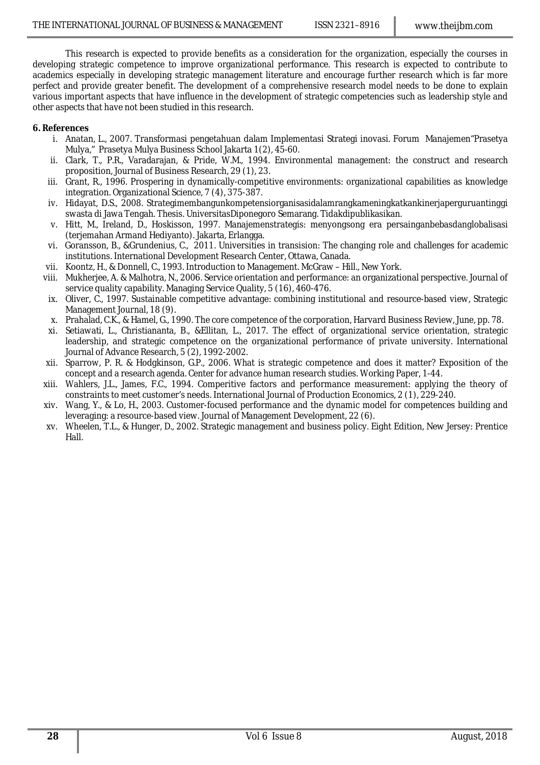This research is expected to provide benefits as a consideration for the organization, especially the courses in developing strategic competence to improve organizational performance. This research is expected to contribute to academics especially in developing strategic management literature and encourage further research which is far more perfect and provide greater benefit. The development of a comprehensive research model needs to be done to explain various important aspects that have influence in the development of strategic competencies such as leadership style and other aspects that have not been studied in this research.

**6. References**

i. Anatan, L., 2007. Transformasi pengetahuan dalam Implementasi Strategi inovasi. Forum Manajemen"Prasetya Mulya," Prasetya Mulya Business School Jakarta 1(2), 45-60.
ii. Clark, T., P.R., Varadarajan, & Pride, W.M., 1994. Environmental management: the construct and research proposition, Journal of Business Research, 29 (1), 23.
iii. Grant, R., 1996. Prospering in dynamically-competitive environments: organizational capabilities as knowledge integration. Organizational Science, 7 (4), 375-387.
iv. Hidayat, D.S., 2008. Strategimembangunkompetensiorganisasidalamrangkameningkatkankinerjaperguruantinggi swasta di Jawa Tengah. Thesis. UniversitasDiponegoro Semarang. Tidakdipublikasikan.
v. Hitt, M., Ireland, D., Hoskisson, 1997. Manajemenstrategis: menyongsong era persainganbebasdanglobalisasi (terjemahan Armand Hediyanto). Jakarta, Erlangga.
vi. Goransson, B., &Grundenius, C., 2011. Universities in transision: The changing role and challenges for academic institutions. International Development Research Center, Ottawa, Canada.
vii. Koontz, H., & Donnell, C., 1993. Introduction to Management. McGraw – Hill., New York.
viii. Mukherjee, A. & Malhotra, N., 2006. Service orientation and performance: an organizational perspective. Journal of service quality capability. Managing Service Quality, 5 (16), 460-476.
ix. Oliver, C., 1997. Sustainable competitive advantage: combining institutional and resource-based view, Strategic Management Journal, 18 (9).
x. Prahalad, C.K., & Hamel, G., 1990. The core competence of the corporation, Harvard Business Review, June, pp. 78.
xi. Setiawati, L., Christiananta, B., &Ellitan, L., 2017. The effect of organizational service orientation, strategic leadership, and strategic competence on the organizational performance of private university. International Journal of Advance Research, 5 (2), 1992-2002.
xii. Sparrow, P. R. & Hodgkinson, G.P., 2006. What is strategic competence and does it matter? Exposition of the concept and a research agenda. Center for advance human research studies. Working Paper, 1-44.
xiii. Wahlers, J.L., James, F.C., 1994. Comperitive factors and performance measurement: applying the theory of constraints to meet customer's needs. International Journal of Production Economics, 2 (1), 229-240.
xiv. Wang, Y., & Lo, H., 2003. Customer-focused performance and the dynamic model for competences building and leveraging: a resource-based view. Journal of Management Development, 22 (6).
xv. Wheelen, T.L., & Hunger, D., 2002. Strategic management and business policy. Eight Edition, New Jersey: Prentice Hall.